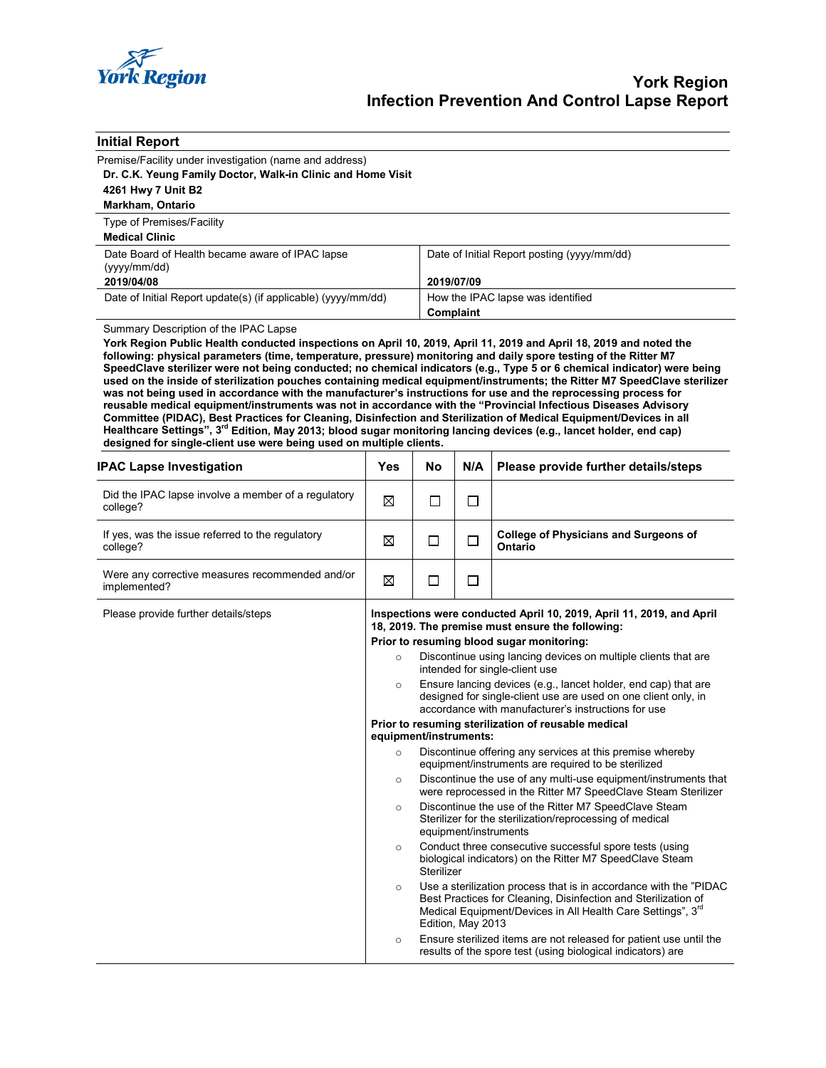# York Region
# Infection Prevention And Control Lapse Report

## Initial Report

Premise/Facility under investigation (name and address)

**Dr. C.K. Yeung Family Doctor, Walk-in Clinic and Home Visit**

**4261 Hwy 7 Unit B2**

**Markham, Ontario**

Type of Premises/Facility

**Medical Clinic**

| Date Board of Health became aware of IPAC lapse (yyyy/mm/dd) | Date of Initial Report posting (yyyy/mm/dd) |
|---|---|
| **2019/04/08** | **2019/07/09** |
| Date of Initial Report update(s) (if applicable) (yyyy/mm/dd) | How the IPAC lapse was identified |
| | **Complaint** |

Summary Description of the IPAC Lapse

**York Region Public Health conducted inspections on April 10, 2019, April 11, 2019 and April 18, 2019 and noted the following: physical parameters (time, temperature, pressure) monitoring and daily spore testing of the Ritter M7 SpeedClave sterilizer were not being conducted; no chemical indicators (e.g., Type 5 or 6 chemical indicator) were being used on the inside of sterilization pouches containing medical equipment/instruments; the Ritter M7 SpeedClave sterilizer was not being used in accordance with the manufacturer's instructions for use and the reprocessing process for reusable medical equipment/instruments was not in accordance with the "Provincial Infectious Diseases Advisory Committee (PIDAC), Best Practices for Cleaning, Disinfection and Sterilization of Medical Equipment/Devices in all Healthcare Settings", 3rd Edition, May 2013; blood sugar monitoring lancing devices (e.g., lancet holder, end cap) designed for single-client use were being used on multiple clients.**

| IPAC Lapse Investigation | Yes | No | N/A | Please provide further details/steps |
|---|---|---|---|---|
| Did the IPAC lapse involve a member of a regulatory college? | ☒ | ☐ | ☐ | |
| If yes, was the issue referred to the regulatory college? | ☒ | ☐ | ☐ | **College of Physicians and Surgeons of Ontario** |
| Were any corrective measures recommended and/or implemented? | ☒ | ☐ | ☐ | |

Please provide further details/steps

**Inspections were conducted April 10, 2019, April 11, 2019, and April 18, 2019. The premise must ensure the following:**

**Prior to resuming blood sugar monitoring:**

- Discontinue using lancing devices on multiple clients that are intended for single-client use
- Ensure lancing devices (e.g., lancet holder, end cap) that are designed for single-client use are used on one client only, in accordance with manufacturer's instructions for use

**Prior to resuming sterilization of reusable medical equipment/instruments:**

- Discontinue offering any services at this premise whereby equipment/instruments are required to be sterilized
- Discontinue the use of any multi-use equipment/instruments that were reprocessed in the Ritter M7 SpeedClave Steam Sterilizer
- Discontinue the use of the Ritter M7 SpeedClave Steam Sterilizer for the sterilization/reprocessing of medical equipment/instruments
- Conduct three consecutive successful spore tests (using biological indicators) on the Ritter M7 SpeedClave Steam Sterilizer
- Use a sterilization process that is in accordance with the "PIDAC Best Practices for Cleaning, Disinfection and Sterilization of Medical Equipment/Devices in All Health Care Settings", 3rd Edition, May 2013
- Ensure sterilized items are not released for patient use until the results of the spore test (using biological indicators) are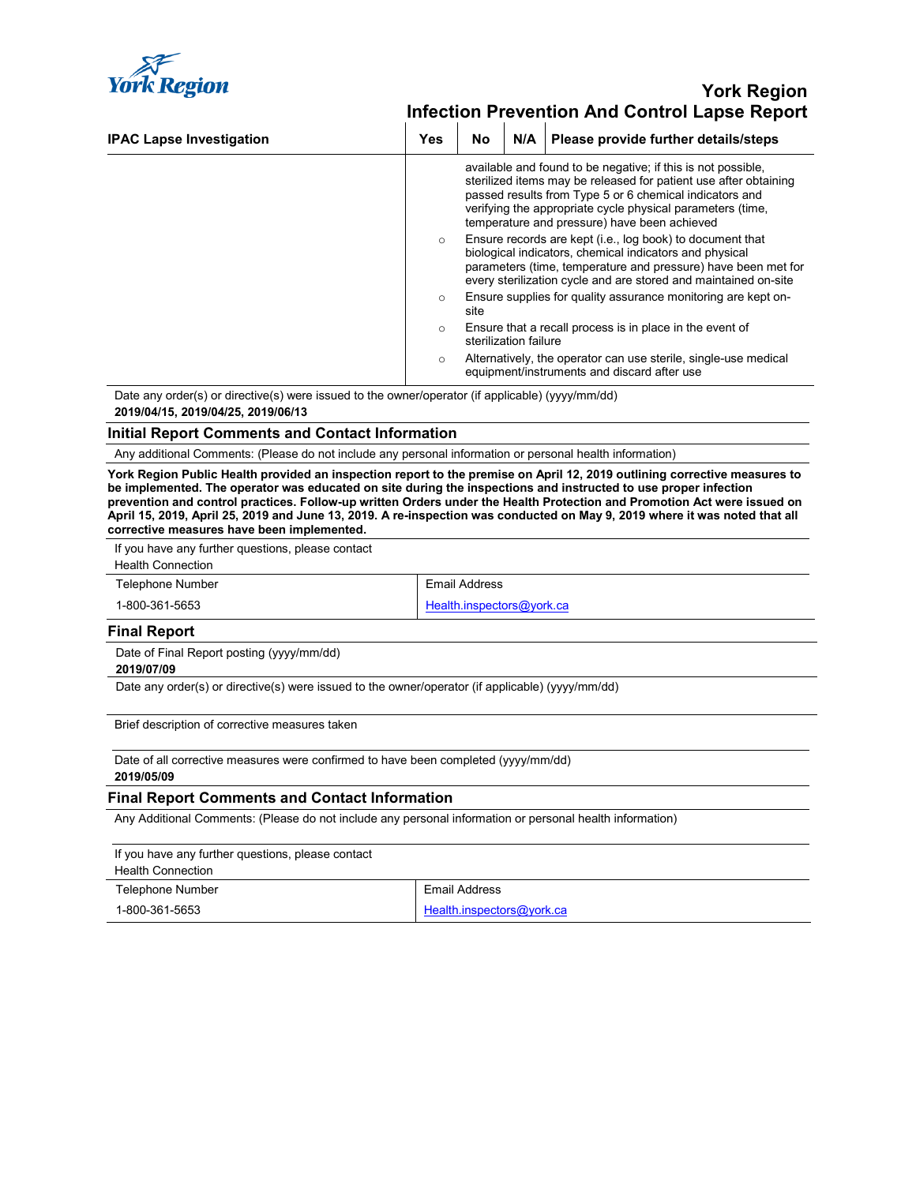# York Region
## Infection Prevention And Control Lapse Report

| IPAC Lapse Investigation | Yes | No | N/A | Please provide further details/steps |
|---|---|---|---|---|
| | | | | available and found to be negative; if this is not possible, sterilized items may be released for patient use after obtaining passed results from Type 5 or 6 chemical indicators and verifying the appropriate cycle physical parameters (time, temperature and pressure) have been achieved<br>○ Ensure records are kept (i.e., log book) to document that biological indicators, chemical indicators and physical parameters (time, temperature and pressure) have been met for every sterilization cycle and are stored and maintained on-site<br>○ Ensure supplies for quality assurance monitoring are kept on-site<br>○ Ensure that a recall process is in place in the event of sterilization failure<br>○ Alternatively, the operator can use sterile, single-use medical equipment/instruments and discard after use |

Date any order(s) or directive(s) were issued to the owner/operator (if applicable) (yyyy/mm/dd)
**2019/04/15, 2019/04/25, 2019/06/13**

### Initial Report Comments and Contact Information

Any additional Comments: (Please do not include any personal information or personal health information)

**York Region Public Health provided an inspection report to the premise on April 12, 2019 outlining corrective measures to be implemented. The operator was educated on site during the inspections and instructed to use proper infection prevention and control practices. Follow-up written Orders under the Health Protection and Promotion Act were issued on April 15, 2019, April 25, 2019 and June 13, 2019. A re-inspection was conducted on May 9, 2019 where it was noted that all corrective measures have been implemented.**

If you have any further questions, please contact
Health Connection

| Telephone Number | Email Address |
|---|---|
| 1-800-361-5653 | Health.inspectors@york.ca |

### Final Report

Date of Final Report posting (yyyy/mm/dd)
**2019/07/09**

Date any order(s) or directive(s) were issued to the owner/operator (if applicable) (yyyy/mm/dd)

Brief description of corrective measures taken

Date of all corrective measures were confirmed to have been completed (yyyy/mm/dd)
**2019/05/09**

### Final Report Comments and Contact Information

Any Additional Comments: (Please do not include any personal information or personal health information)

If you have any further questions, please contact
Health Connection

| Telephone Number | Email Address |
|---|---|
| 1-800-361-5653 | Health.inspectors@york.ca |